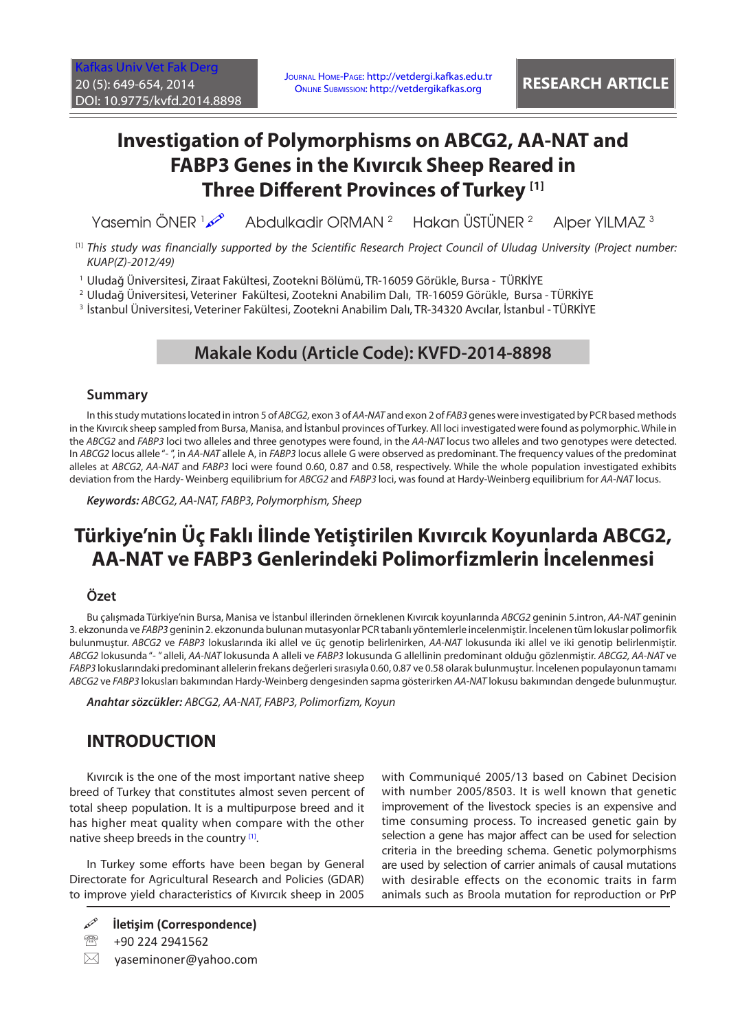RESEARCH ARTICLE

# Investigation of Polymorphisms on ABCG2, AA-NAT and FABP3 Genes in the Kıvırcık Sheep Reared in Three Different Provinces of Turkey [1]

Yasemin ÖNER [1] Abdulkadir ORMAN [2] Hakan ÜSTÜNER [2] Alper YILMAZ [3]

[1] *This study was financially supported by the Scientific Research Project Council of Uludag University (Project number: KUAP(Z)-2012/49)*

[1] Uludağ Üniversitesi, Ziraat Fakültesi, Zootekni Bölümü, TR-16059 Görükle, Bursa - TÜRKİYE
[2] Uludağ Üniversitesi, Veteriner Fakültesi, Zootekni Anabilim Dalı, TR-16059 Görükle, Bursa - TÜRKİYE
[3] İstanbul Üniversitesi, Veteriner Fakültesi, Zootekni Anabilim Dalı, TR-34320 Avcılar, İstanbul - TÜRKİYE

## Makale Kodu (Article Code): KVFD-2014-8898

### Summary

In this study mutations located in intron 5 of *ABCG2*, exon 3 of *AA-NAT* and exon 2 of *FAB3* genes were investigated by PCR based methods in the Kıvırcık sheep sampled from Bursa, Manisa, and İstanbul provinces of Turkey. All loci investigated were found as polymorphic. While in the *ABCG2* and *FABP3* loci two alleles and three genotypes were found, in the *AA-NAT* locus two alleles and two genotypes were detected. In *ABCG2* locus allele "- ", in *AA-NAT* allele A, in *FABP3* locus allele G were observed as predominant. The frequency values of the predominat alleles at *ABCG2, AA-NAT* and *FABP3* loci were found 0.60, 0.87 and 0.58, respectively. While the whole population investigated exhibits deviation from the Hardy- Weinberg equilibrium for *ABCG2* and *FABP3* loci, was found at Hardy-Weinberg equilibrium for *AA-NAT* locus.

***Keywords:*** *ABCG2, AA-NAT, FABP3, Polymorphism, Sheep*

# Türkiye'nin Üç Faklı İlinde Yetiştirilen Kıvırcık Koyunlarda ABCG2, AA-NAT ve FABP3 Genlerindeki Polimorfizmlerin İncelenmesi

### Özet

Bu çalışmada Türkiye'nin Bursa, Manisa ve İstanbul illerinden örneklenen Kıvırcık koyunlarında *ABCG2* geninin 5.intron, *AA-NAT* geninin 3. ekzonunda ve *FABP3* geninin 2. ekzonunda bulunan mutasyonlar PCR tabanlı yöntemlerle incelenmiştir. İncelenen tüm lokuslar polimorfik bulunmuştur. *ABCG2* ve *FABP3* lokuslarında iki allel ve üç genotip belirlenirken, *AA-NAT* lokusunda iki allel ve iki genotip belirlenmiştir. *ABCG2* lokusunda "- " alleli, *AA-NAT* lokusunda A alleli ve *FABP3* lokusunda G allellinin predominant olduğu gözlenmiştir. *ABCG2, AA-NAT* ve *FABP3* lokuslarındaki predominant allelerin frekans değerleri sırasıyla 0.60, 0.87 ve 0.58 olarak bulunmuştur. İncelenen populayonun tamamı *ABCG2* ve *FABP3* lokusları bakımından Hardy-Weinberg dengesinden sapma gösterirken *AA-NAT* lokusu bakımından dengede bulunmuştur.

***Anahtar sözcükler:*** *ABCG2, AA-NAT, FABP3, Polimorfizm, Koyun*

## INTRODUCTION

Kıvırcık is the one of the most important native sheep breed of Turkey that constitutes almost seven percent of total sheep population. It is a multipurpose breed and it has higher meat quality when compare with the other native sheep breeds in the country [1].

In Turkey some efforts have been began by General Directorate for Agricultural Research and Policies (GDAR) to improve yield characteristics of Kıvırcık sheep in 2005 with Communiqué 2005/13 based on Cabinet Decision with number 2005/8503. It is well known that genetic improvement of the livestock species is an expensive and time consuming process. To increased genetic gain by selection a gene has major affect can be used for selection criteria in the breeding schema. Genetic polymorphisms are used by selection of carrier animals of causal mutations with desirable effects on the economic traits in farm animals such as Broola mutation for reproduction or PrP

**İletişim (Correspondence)**

+90 224 2941562

yaseminoner@yahoo.com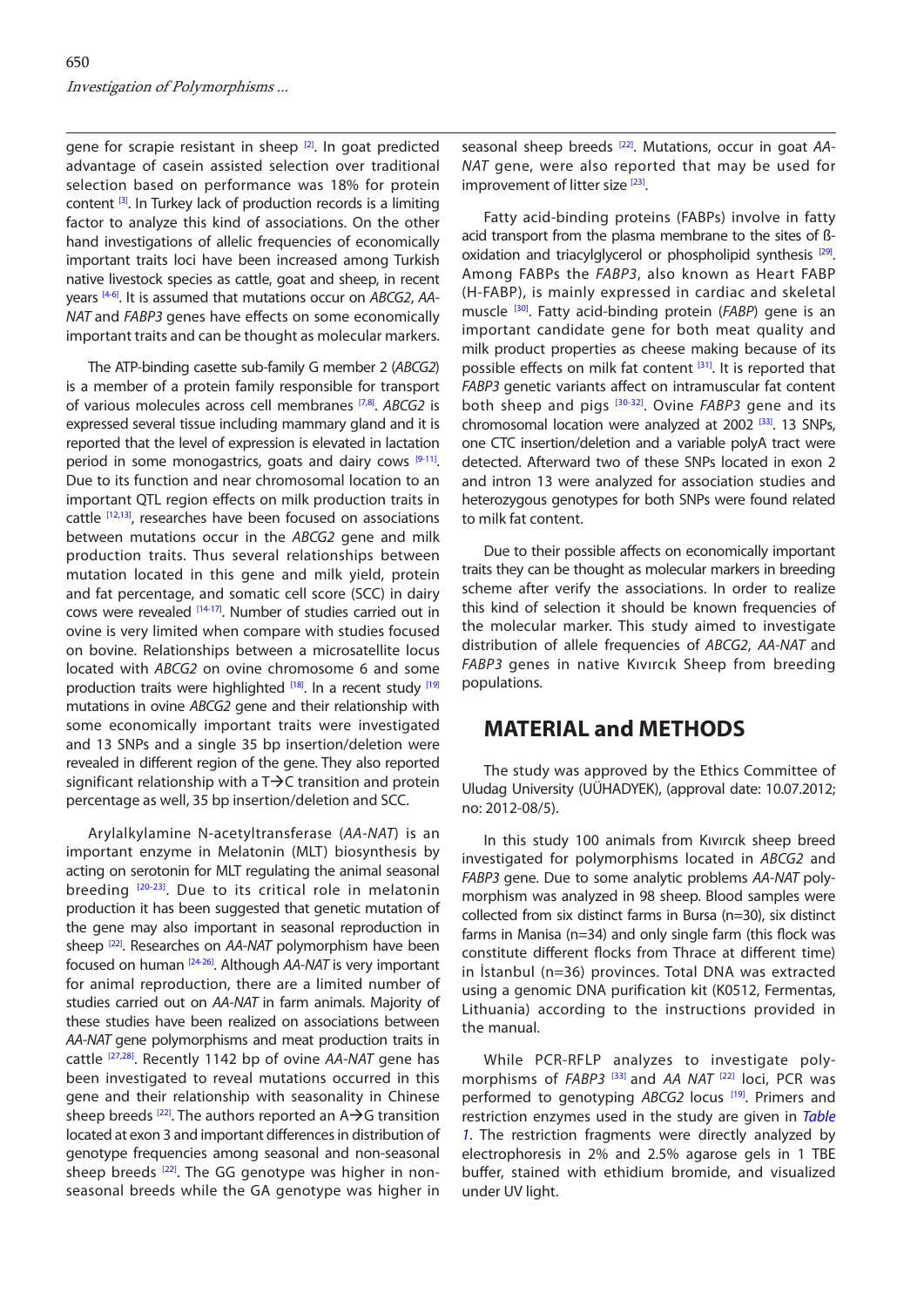gene for scrapie resistant in sheep [2]. In goat predicted advantage of casein assisted selection over traditional selection based on performance was 18% for protein content [3]. In Turkey lack of production records is a limiting factor to analyze this kind of associations. On the other hand investigations of allelic frequencies of economically important traits loci have been increased among Turkish native livestock species as cattle, goat and sheep, in recent years [4-6]. It is assumed that mutations occur on *ABCG2*, *AA-NAT* and *FABP3* genes have effects on some economically important traits and can be thought as molecular markers.

The ATP-binding casette sub-family G member 2 (*ABCG2*) is a member of a protein family responsible for transport of various molecules across cell membranes [7,8]. *ABCG2* is expressed several tissue including mammary gland and it is reported that the level of expression is elevated in lactation period in some monogastrics, goats and dairy cows [9-11]. Due to its function and near chromosomal location to an important QTL region effects on milk production traits in cattle [12,13], researches have been focused on associations between mutations occur in the *ABCG2* gene and milk production traits. Thus several relationships between mutation located in this gene and milk yield, protein and fat percentage, and somatic cell score (SCC) in dairy cows were revealed [14-17]. Number of studies carried out on ovine is very limited when compare with studies focused on bovine. Relationships between a microsatellite locus located with *ABCG2* on ovine chromosome 6 and some production traits were highlighted [18]. In a recent study [19] mutations in ovine *ABCG2* gene and their relationship with some economically important traits were investigated and 13 SNPs and a single 35 bp insertion/deletion were revealed in different region of the gene. They also reported significant relationship with a T→C transition and protein percentage as well, 35 bp insertion/deletion and SCC.

Arylalkylamine N-acetyltransferase (*AA-NAT*) is an important enzyme in Melatonin (MLT) biosynthesis by acting on serotonin for MLT regulating the animal seasonal breeding [20-23]. Due to its critical role in melatonin production it has been suggested that genetic mutation of the gene may also important in seasonal reproduction in sheep [22]. Researches on *AA-NAT* polymorphism have been focused on human [24-26]. Although *AA-NAT* is very important for animal reproduction, there are a limited number of studies carried out on *AA-NAT* in farm animals. Majority of these studies have been realized on associations between *AA-NAT* gene polymorphisms and meat production traits in cattle [27,28]. Recently 1142 bp of ovine *AA-NAT* gene has been investigated to reveal mutations occurred in this gene and their relationship with seasonality in Chinese sheep breeds [22]. The authors reported an A→G transition located at exon 3 and important differences in distribution of genotype frequencies among seasonal and non-seasonal sheep breeds [22]. The GG genotype was higher in non-seasonal breeds while the GA genotype was higher in seasonal sheep breeds [22]. Mutations, occur in goat *AA-NAT* gene, were also reported that may be used for improvement of litter size [23].

Fatty acid-binding proteins (FABPs) involve in fatty acid transport from the plasma membrane to the sites of ß-oxidation and triacylglycerol or phospholipid synthesis [29]. Among FABPs the *FABP3*, also known as Heart FABP (H-FABP), is mainly expressed in cardiac and skeletal muscle [30]. Fatty acid-binding protein (*FABP*) gene is an important candidate gene for both meat quality and milk product properties as cheese making because of its possible effects on milk fat content [31]. It is reported that *FABP3* genetic variants affect on intramuscular fat content both sheep and pigs [30-32]. Ovine *FABP3* gene and its chromosomal location were analyzed at 2002 [33]. 13 SNPs, one CTC insertion/deletion and a variable polyA tract were detected. Afterward two of these SNPs located in exon 2 and intron 13 were analyzed for association studies and heterozygous genotypes for both SNPs were found related to milk fat content.

Due to their possible affects on economically important traits they can be thought as molecular markers in breeding scheme after verify the associations. In order to realize this kind of selection it should be known frequencies of the molecular marker. This study aimed to investigate distribution of allele frequencies of *ABCG2*, *AA-NAT* and *FABP3* genes in native Kıvırcık Sheep from breeding populations.

## MATERIAL and METHODS

The study was approved by the Ethics Committee of Uludag University (UÜHADYEK), (approval date: 10.07.2012; no: 2012-08/5).

In this study 100 animals from Kıvırcık sheep breed investigated for polymorphisms located in *ABCG2* and *FABP3* gene. Due to some analytic problems *AA-NAT* polymorphism was analyzed in 98 sheep. Blood samples were collected from six distinct farms in Bursa (n=30), six distinct farms in Manisa (n=34) and only single farm (this flock was constitute different flocks from Thrace at different time) in İstanbul (n=36) provinces. Total DNA was extracted using a genomic DNA purification kit (K0512, Fermentas, Lithuania) according to the instructions provided in the manual.

While PCR-RFLP analyzes to investigate polymorphisms of *FABP3* [33] and *AA NAT* [22] loci, PCR was performed to genotyping *ABCG2* locus [19]. Primers and restriction enzymes used in the study are given in *Table 1*. The restriction fragments were directly analyzed by electrophoresis in 2% and 2.5% agarose gels in 1 TBE buffer, stained with ethidium bromide, and visualized under UV light.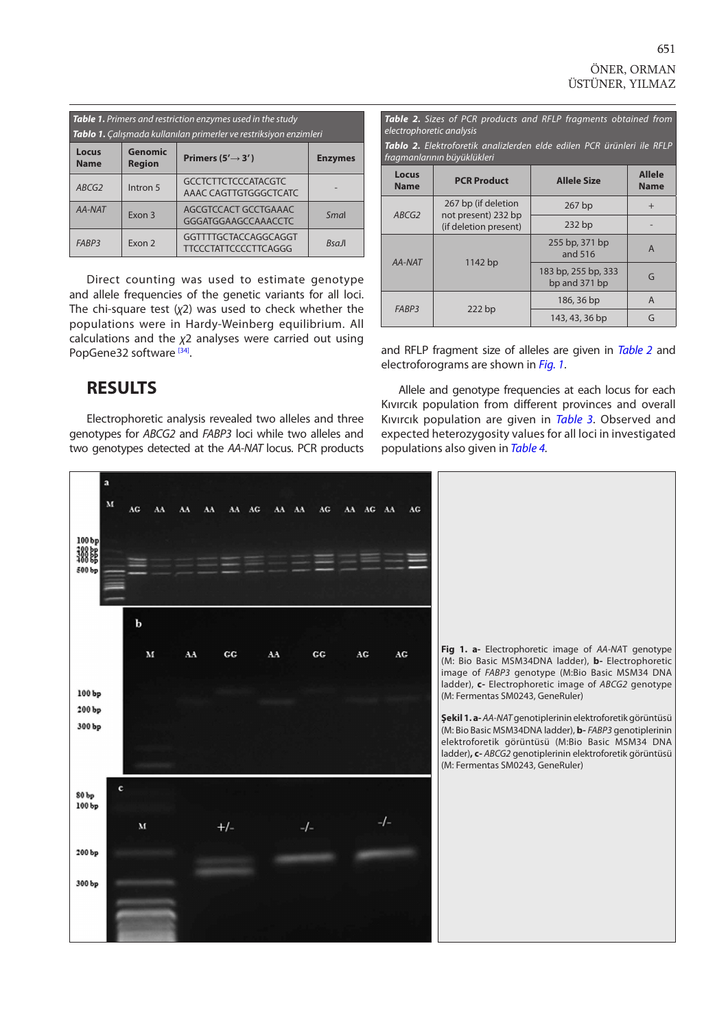***Table 1.*** *Primers and restriction enzymes used in the study*

***Tablo 1.*** *Çalışmada kullanılan primerler ve restriksiyon enzimleri*

| Locus Name | Genomic Region | Primers (5'→ 3') | Enzymes |
|---|---|---|---|
| *ABCG2* | Intron 5 | GCCTCTTCTCCCATACGTC AAAC CAGTTGTGGGCTCATC | - |
| *AA-NAT* | Exon 3 | AGCGTCCACT GCCTGAAAC GGGATGGAAGCCAAACCTC | *SmaI* |
| *FABP3* | Exon 2 | GGTTTTGCTACCAGGCAGGT TTCCCTATTCCCCTTCAGGG | *BsaJI* |

Direct counting was used to estimate genotype and allele frequencies of the genetic variants for all loci. The chi-square test ($\chi 2$) was used to check whether the populations were in Hardy-Weinberg equilibrium. All calculations and the $\chi 2$ analyses were carried out using PopGene32 software [34].

## RESULTS

Electrophoretic analysis revealed two alleles and three genotypes for *ABCG2* and *FABP3* loci while two alleles and two genotypes detected at the *AA-NAT* locus. PCR products and RFLP fragment size of alleles are given in *Table 2* and electroforograms are shown in *Fig. 1*.

***Table 2.*** *Sizes of PCR products and RFLP fragments obtained from electrophoretic analysis*

***Tablo 2.*** *Elektroforetik analizlerden elde edilen PCR ürünleri ile RFLP fragmanlarının büyüklükleri*

| Locus Name | PCR Product | Allele Size | Allele Name |
|---|---|---|---|
| *ABCG2* | 267 bp (if deletion not present) 232 bp (if deletion present) | 267 bp | + |
| | | 232 bp | - |
| *AA-NAT* | 1142 bp | 255 bp, 371 bp and 516 | A |
| | | 183 bp, 255 bp, 333 bp and 371 bp | G |
| *FABP3* | 222 bp | 186, 36 bp | A |
| | | 143, 43, 36 bp | G |

Allele and genotype frequencies at each locus for each Kıvırcık population from different provinces and overall Kıvırcık population are given in *Table 3*. Observed and expected heterozygosity values for all loci in investigated populations also given in *Table 4*.

**Fig 1. a-** Electrophoretic image of *AA-NAT* genotype (M: Bio Basic MSM34DNA ladder), **b-** Electrophoretic image of *FABP3* genotype (M:Bio Basic MSM34 DNA ladder), **c-** Electrophoretic image of *ABCG2* genotype (M: Fermentas SM0243, GeneRuler)

**Şekil 1. a-** *AA-NAT* genotiplerinin elektroforetik görüntüsü (M: Bio Basic MSM34DNA ladder), **b-** *FABP3* genotiplerinin elektroforetik görüntüsü (M:Bio Basic MSM34 DNA ladder), **c-** *ABCG2* genotiplerinin elektroforetik görüntüsü (M: Fermentas SM0243, GeneRuler)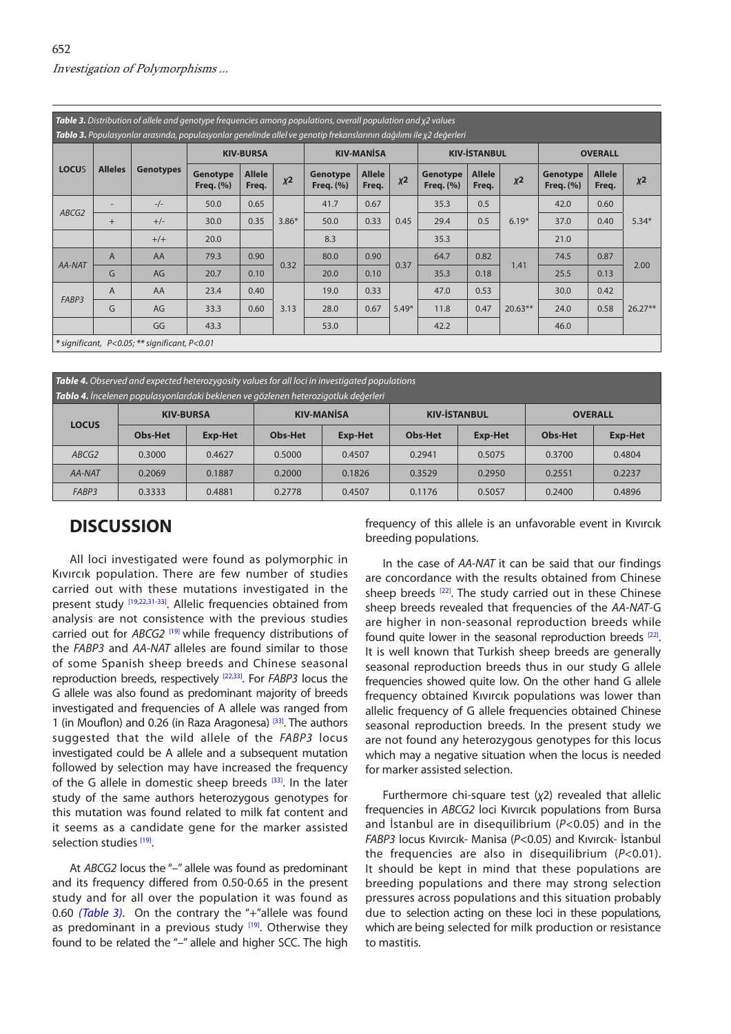**Table 3.** Distribution of allele and genotype frequencies among populations, overall population and χ2 values
**Tablo 3.** Populasyonlar arasında, populasyonlar genelinde allel ve genotip frekanslarının dağılımı ile χ2 değerleri

| LOCUS | Alleles | Genotypes | KIV-BURSA | | | KIV-MANİSA | | | KIV-İSTANBUL | | | OVERALL | | |
|---|---|---|---|---|---|---|---|---|---|---|---|---|---|---|
| | | | Genotype Freq. (%) | Allele Freq. | χ2 | Genotype Freq. (%) | Allele Freq. | χ2 | Genotype Freq. (%) | Allele Freq. | χ2 | Genotype Freq. (%) | Allele Freq. | χ2 |
| *ABCG2* | - | -/- | 50.0 | 0.65 | 3.86* | 41.7 | 0.67 | 0.45 | 35.3 | 0.5 | 6.19* | 42.0 | 0.60 | 5.34* |
| | + | +/- | 30.0 | 0.35 | | 50.0 | 0.33 | | 29.4 | 0.5 | | 37.0 | 0.40 | |
| | | +/+ | 20.0 | | | 8.3 | | | 35.3 | | | 21.0 | | |
| *AA-NAT* | A | AA | 79.3 | 0.90 | 0.32 | 80.0 | 0.90 | 0.37 | 64.7 | 0.82 | 1.41 | 74.5 | 0.87 | 2.00 |
| | G | AG | 20.7 | 0.10 | | 20.0 | 0.10 | | 35.3 | 0.18 | | 25.5 | 0.13 | |
| *FABP3* | A | AA | 23.4 | 0.40 | 3.13 | 19.0 | 0.33 | 5.49* | 47.0 | 0.53 | 20.63** | 30.0 | 0.42 | 26.27** |
| | G | AG | 33.3 | 0.60 | | 28.0 | 0.67 | | 11.8 | 0.47 | | 24.0 | 0.58 | |
| | | GG | 43.3 | | | 53.0 | | | 42.2 | | | 46.0 | | |

*\* significant, P<0.05; \*\* significant, P<0.01*

**Table 4.** Observed and expected heterozygosity values for all loci in investigated populations
**Tablo 4.** İncelenen populasyonlardaki beklenen ve gözlenen heterozigotluk değerleri

| LOCUS | KIV-BURSA | | KIV-MANİSA | | KIV-İSTANBUL | | OVERALL | |
|---|---|---|---|---|---|---|---|---|
| | Obs-Het | Exp-Het | Obs-Het | Exp-Het | Obs-Het | Exp-Het | Obs-Het | Exp-Het |
| *ABCG2* | 0.3000 | 0.4627 | 0.5000 | 0.4507 | 0.2941 | 0.5075 | 0.3700 | 0.4804 |
| *AA-NAT* | 0.2069 | 0.1887 | 0.2000 | 0.1826 | 0.3529 | 0.2950 | 0.2551 | 0.2237 |
| *FABP3* | 0.3333 | 0.4881 | 0.2778 | 0.4507 | 0.1176 | 0.5057 | 0.2400 | 0.4896 |

## DISCUSSION

All loci investigated were found as polymorphic in Kıvırcık population. There are few number of studies carried out with these mutations investigated in the present study [19,22,31-33]. Allelic frequencies obtained from analysis are not consistence with the previous studies carried out for *ABCG2* [19] while frequency distributions of the *FABP3* and *AA-NAT* alleles are found similar to those of some Spanish sheep breeds and Chinese seasonal reproduction breeds, respectively [22,33]. For *FABP3* locus the G allele was also found as predominant majority of breeds investigated and frequencies of A allele was ranged from 1 (in Mouflon) and 0.26 (in Raza Aragonesa) [33]. The authors suggested that the wild allele of the *FABP3* locus investigated could be A allele and a subsequent mutation followed by selection may have increased the frequency of the G allele in domestic sheep breeds [33]. In the later study of the same authors heterozygous genotypes for this mutation was found related to milk fat content and it seems as a candidate gene for the marker assisted selection studies [19].

At *ABCG2* locus the "–" allele was found as predominant and its frequency differed from 0.50-0.65 in the present study and for all over the population it was found as 0.60 *(Table 3)*. On the contrary the "+"allele was found as predominant in a previous study [19]. Otherwise they found to be related the "–" allele and higher SCC. The high frequency of this allele is an unfavorable event in Kıvırcık breeding populations.

In the case of *AA-NAT* it can be said that our findings are concordance with the results obtained from Chinese sheep breeds [22]. The study carried out in these Chinese sheep breeds revealed that frequencies of the *AA-NAT*-G are higher in non-seasonal reproduction breeds while found quite lower in the seasonal reproduction breeds [22]. It is well known that Turkish sheep breeds are generally seasonal reproduction breeds thus in our study G allele frequencies showed quite low. On the other hand G allele frequency obtained Kıvırcık populations was lower than allelic frequency of G allele frequencies obtained Chinese seasonal reproduction breeds. In the present study we are not found any heterozygous genotypes for this locus which may a negative situation when the locus is needed for marker assisted selection.

Furthermore chi-square test (χ2) revealed that allelic frequencies in *ABCG2* loci Kıvırcık populations from Bursa and İstanbul are in disequilibrium ($P<0.05$) and in the *FABP3* locus Kıvırcık- Manisa ($P<0.05$) and Kıvırcık- İstanbul the frequencies are also in disequilibrium ($P<0.01$). It should be kept in mind that these populations are breeding populations and there may strong selection pressures across populations and this situation probably due to selection acting on these loci in these populations, which are being selected for milk production or resistance to mastitis.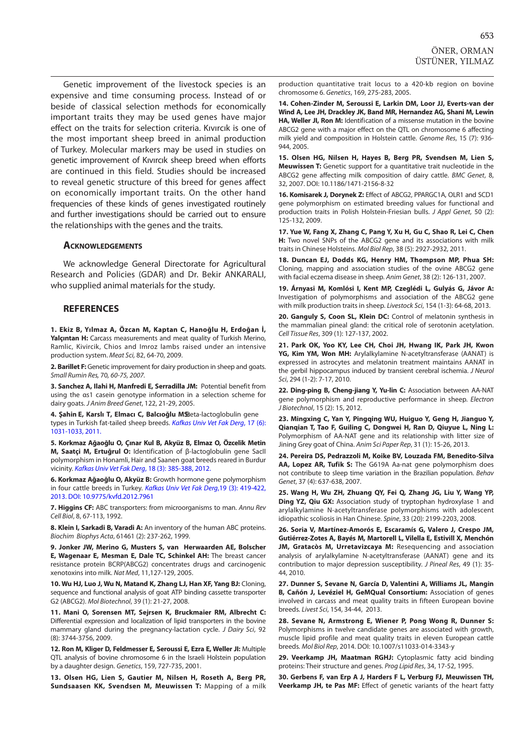Genetic improvement of the livestock species is an expensive and time consuming process. Instead of or beside of classical selection methods for economically important traits they may be used genes have major effect on the traits for selection criteria. Kıvırcık is one of the most important sheep breed in animal production of Turkey. Molecular markers may be used in studies on genetic improvement of Kıvırcık sheep breed when efforts are continued in this field. Studies should be increased to reveal genetic structure of this breed for genes affect on economically important traits. On the other hand frequencies of these kinds of genes investigated routinely and further investigations should be carried out to ensure the relationships with the genes and the traits.

## Acknowledgements

We acknowledge General Directorate for Agricultural Research and Policies (GDAR) and Dr. Bekir ANKARALI, who supplied animal materials for the study.

## REFERENCES

**1. Ekiz B, Yılmaz A, Özcan M, Kaptan C, Hanoğlu H, Erdoğan İ, Yalçıntan H:** Carcass measurements and meat quality of Turkish Merino, Ramlic, Kivircik, Chios and Imroz lambs raised under an intensive production system. *Meat Sci*, 82, 64-70, 2009.

**2. Barillet F:** Genetic improvement for dairy production in sheep and goats. *Small Rumin Res*, 70, 60-75, 2007.

**3. Sanchez A, Ilahi H, Manfredi E, Serradilla JM:** Potential benefit from using the αs1 casein genotype information in a selection scheme for dairy goats. *J Anim Breed Genet*, 122, 21-29, 2005.

**4. Şahin E, Karslı T, Elmacı C, Balcıoğlu MS:** Beta-lactoglobulin gene types in Turkish fat-tailed sheep breeds. *Kafkas Univ Vet Fak Derg*, 17 (6): 1031-1033, 2011.

**5. Korkmaz Ağaoğlu O, Çınar Kul B, Akyüz B, Elmaz O, Özcelik Metin M, Saatçi M, Ertuğrul O:** Identification of β-lactoglobulin gene SacII polymorphism in Honamli, Hair and Saanen goat breeds reared in Burdur vicinity. *Kafkas Univ Vet Fak Derg*, 18 (3): 385-388, 2012.

**6. Korkmaz Ağaoğlu O, Akyüz B:** Growth hormone gene polymorphism in four cattle breeds in Turkey. *Kafkas Univ Vet Fak Derg*, 19 (3): 419-422, 2013. DOI: 10.9775/kvfd.2012.7961

**7. Higgins CF:** ABC transporters: from microorganisms to man. *Annu Rev Cell Biol*, 8, 67-113, 1992.

**8. Klein I, Sarkadi B, Varadi A:** An inventory of the human ABC proteins. *Biochim Biophys Acta*, 61461 (2): 237-262, 1999.

**9. Jonker JW, Merino G, Musters S, van Herwaarden AE, Bolscher E, Wagenaar E, Mesman E, Dale TC, Schinkel AH:** The breast cancer resistance protein BCRP(ABCG2) concentrates drugs and carcinogenic xenotoxins into milk. *Nat Med*, 11,127-129, 2005.

**10. Wu HJ, Luo J, Wu N, Matand K, Zhang LJ, Han XF, Yang BJ:** Cloning, sequence and functional analysis of goat ATP binding cassette transporter G2 (ABCG2). *Mol Biotechnol*, 39 (1): 21-27, 2008.

**11. Mani O, Sorensen MT, Sejrsen K, Bruckmaier RM, Albrecht C:** Differential expression and localization of lipid transporters in the bovine mammary gland during the pregnancy-lactation cycle. *J Dairy Sci*, 92 (8): 3744-3756, 2009.

**12. Ron M, Kliger D, Feldmesser E, Seroussi E, Ezra E, Weller JI:** Multiple QTL analysis of bovine chromosome 6 in the Israeli Holstein population by a daughter design. *Genetics*, 159, 727-735, 2001.

**13. Olsen HG, Lien S, Gautier M, Nilsen H, Roseth A, Berg PR, Sundsaasen KK, Svendsen M, Meuwissen T:** Mapping of a milk production quantitative trait locus to a 420-kb region on bovine chromosome 6. *Genetics*, 169, 275-283, 2005.

**14. Cohen-Zinder M, Seroussi E, Larkin DM, Loor JJ, Everts-van der Wind A, Lee JH, Drackley JK, Band MR, Hernandez AG, Shani M, Lewin HA, Weller JI, Ron M:** Identification of a missense mutation in the bovine ABCG2 gene with a major effect on the QTL on chromosome 6 affecting milk yield and composition in Holstein cattle. *Genome Res*, 15 (7): 936-944, 2005.

**15. Olsen HG, Nilsen H, Hayes B, Berg PR, Svendsen M, Lien S, Meuwissen T:** Genetic support for a quantitative trait nucleotide in the ABCG2 gene affecting milk composition of dairy cattle. *BMC Genet*, 8, 32, 2007. DOI: 10.1186/1471-2156-8-32

**16. Komisarek J, Dorynek Z:** Effect of ABCG2, PPARGC1A, OLR1 and SCD1 gene polymorphism on estimated breeding values for functional and production traits in Polish Holstein-Friesian bulls. *J Appl Genet*, 50 (2): 125-132, 2009.

**17. Yue W, Fang X, Zhang C, Pang Y, Xu H, Gu C, Shao R, Lei C, Chen H:** Two novel SNPs of the ABCG2 gene and its associations with milk traits in Chinese Holsteins. *Mol Biol Rep*, 38 (5): 2927-2932, 2011.

**18. Duncan EJ, Dodds KG, Henry HM, Thompson MP, Phua SH:** Cloning, mapping and association studies of the ovine ABCG2 gene with facial eczema disease in sheep. *Anim Genet*, 38 (2): 126-131, 2007.

**19. Árnyasi M, Komlósi I, Kent MP, Czeglédi L, Gulyás G, Jávor A:** Investigation of polymorphisms and association of the ABCG2 gene with milk production traits in sheep. *Livestock Sci*, 154 (1-3): 64-68, 2013.

**20. Ganguly S, Coon SL, Klein DC:** Control of melatonin synthesis in the mammalian pineal gland: the critical role of serotonin acetylation. *Cell Tissue Res*, 309 (1): 127-137, 2002.

**21. Park OK, Yoo KY, Lee CH, Choi JH, Hwang IK, Park JH, Kwon YG, Kim YM, Won MH:** Arylalkylamine N-acetyltransferase (AANAT) is expressed in astrocytes and melatonin treatment maintains AANAT in the gerbil hippocampus induced by transient cerebral ischemia. *J Neurol Sci*, 294 (1-2): 7-17, 2010.

**22. Ding-ping B, Cheng-jiang Y, Yu-lin C:** Association between AA-NAT gene polymorphism and reproductive performance in sheep. *Electron J Biotechnol*, 15 (2): 15, 2012.

**23. Mingxing C, Yan Y, Pingqing WU, Huiguo Y, Geng H, Jianguo Y, Qianqian T, Tao F, Guiling C, Dongwei H, Ran D, Qiuyue L, Ning L:** Polymorphism of AA-NAT gene and its relationship with litter size of Jining Grey goat of China. *Anim Sci Paper Rep*, 31 (1): 15-26, 2013.

**24. Pereira DS, Pedrazzoli M, Koike BV, Louzada FM, Benedito-Silva AA, Lopez AR, Tufik S:** The G619A Aa-nat gene polymorphism does not contribute to sleep time variation in the Brazilian population. *Behav Genet*, 37 (4): 637-638, 2007.

**25. Wang H, Wu ZH, Zhuang QY, Fei Q, Zhang JG, Liu Y, Wang YP, Ding YZ, Qiu GX:** Association study of tryptophan hydroxylase 1 and arylalkylamine N-acetyltransferase polymorphisms with adolescent idiopathic scoliosis in Han Chinese. *Spine*, 33 (20): 2199-2203, 2008.

**26. Soria V, Martínez-Amorós E, Escaramís G, Valero J, Crespo JM, Gutiérrez-Zotes A, Bayés M, Martorell L, Vilella E, Estivill X, Menchón JM, Gratacòs M, Urretavizcaya M:** Resequencing and association analysis of arylalkylamine N-acetyltransferase (AANAT) gene and its contribution to major depression susceptibility. *J Pineal Res*, 49 (1): 35-44, 2010.

**27. Dunner S, Sevane N, García D, Valentini A, Williams JL, Mangin B, Cañón J, Levéziel H, GeMQual Consortium:** Association of genes involved in carcass and meat quality traits in fifteen European bovine breeds. *Livest Sci*, 154, 34-44, 2013.

**28. Sevane N, Armstrong E, Wiener P, Pong Wong R, Dunner S:** Polymorphisms in twelve candidate genes are associated with growth, muscle lipid profile and meat quality traits in eleven European cattle breeds. *Mol Biol Rep*, 2014. DOI: 10.1007/s11033-014-3343-y

**29. Veerkamp JH, Maatman RGHJ:** Cytoplasmic fatty acid binding proteins: Their structure and genes. *Prog Lipid Res*, 34, 17-52, 1995.

**30. Gerbens F, van Erp A J, Harders F L, Verburg FJ, Meuwissen TH, Veerkamp JH, te Pas MF:** Effect of genetic variants of the heart fatty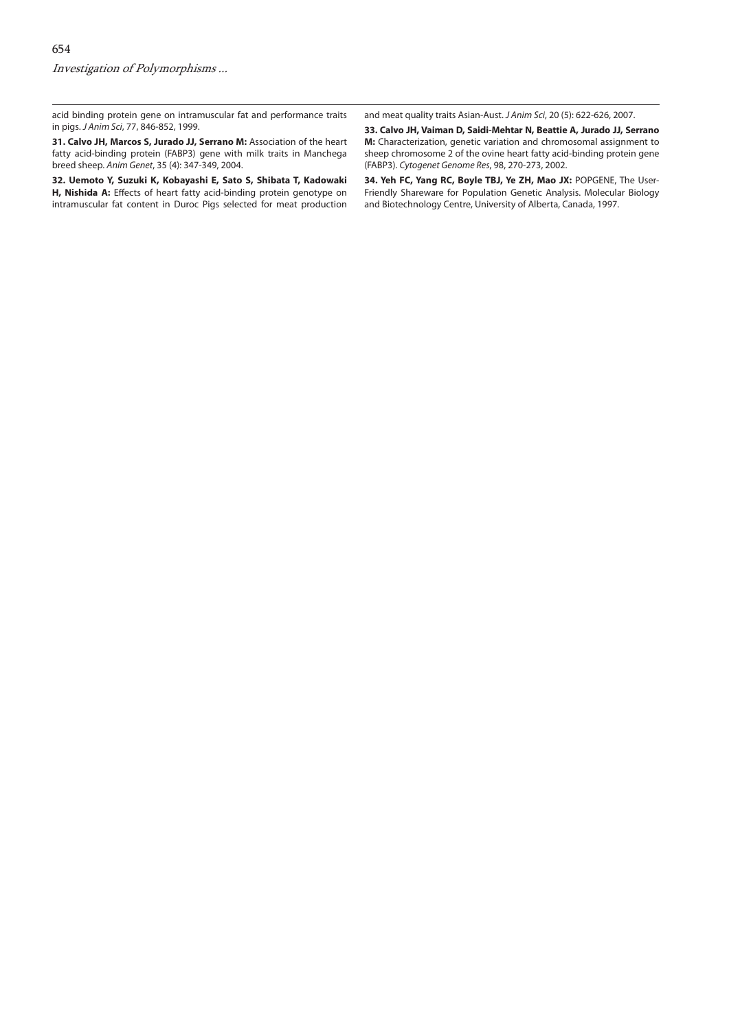acid binding protein gene on intramuscular fat and performance traits in pigs. *J Anim Sci*, 77, 846-852, 1999.

**31. Calvo JH, Marcos S, Jurado JJ, Serrano M:** Association of the heart fatty acid-binding protein (FABP3) gene with milk traits in Manchega breed sheep. *Anim Genet*, 35 (4): 347-349, 2004.

**32. Uemoto Y, Suzuki K, Kobayashi E, Sato S, Shibata T, Kadowaki H, Nishida A:** Effects of heart fatty acid-binding protein genotype on intramuscular fat content in Duroc Pigs selected for meat production and meat quality traits Asian-Aust. *J Anim Sci*, 20 (5): 622-626, 2007.

**33. Calvo JH, Vaiman D, Saidi-Mehtar N, Beattie A, Jurado JJ, Serrano M:** Characterization, genetic variation and chromosomal assignment to sheep chromosome 2 of the ovine heart fatty acid-binding protein gene (FABP3). *Cytogenet Genome Res*, 98, 270-273, 2002.

**34. Yeh FC, Yang RC, Boyle TBJ, Ye ZH, Mao JX:** POPGENE, The User-Friendly Shareware for Population Genetic Analysis. Molecular Biology and Biotechnology Centre, University of Alberta, Canada, 1997.